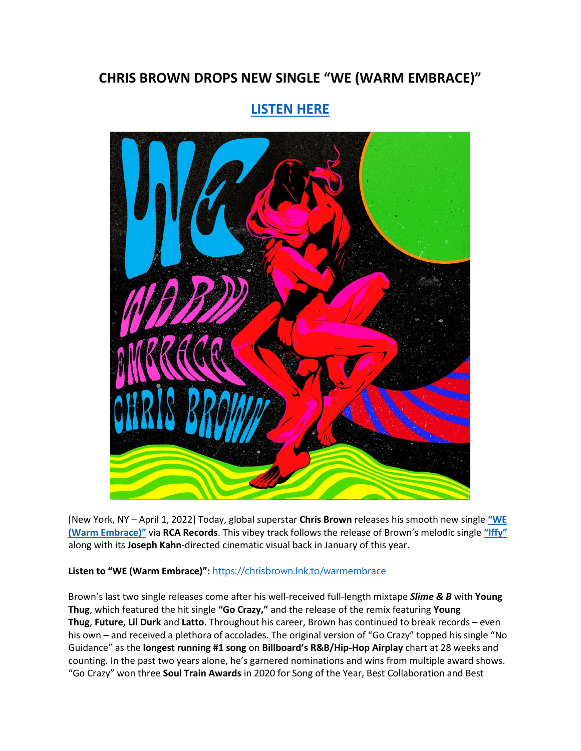# CHRIS BROWN DROPS NEW SINGLE "WE (WARM EMBRACE)"

## [LISTEN HERE](https://chrisbrown.lnk.to/warmembrace)

[New York, NY – April 1, 2022] Today, global superstar **Chris Brown** releases his smooth new single **"WE (Warm Embrace)"** via **RCA Records**. This vibey track follows the release of Brown's melodic single **"Iffy"** along with its **Joseph Kahn**-directed cinematic visual back in January of this year.

**Listen to "WE (Warm Embrace)":** https://chrisbrown.lnk.to/warmembrace

Brown's last two single releases come after his well-received full-length mixtape ***Slime & B*** with **Young Thug**, which featured the hit single **"Go Crazy,"** and the release of the remix featuring **Young Thug**, **Future, Lil Durk** and **Latto**. Throughout his career, Brown has continued to break records – even his own – and received a plethora of accolades. The original version of "Go Crazy" topped his single "No Guidance" as the **longest running #1 song** on **Billboard's R&B/Hip-Hop Airplay** chart at 28 weeks and counting. In the past two years alone, he's garnered nominations and wins from multiple award shows. "Go Crazy" won three **Soul Train Awards** in 2020 for Song of the Year, Best Collaboration and Best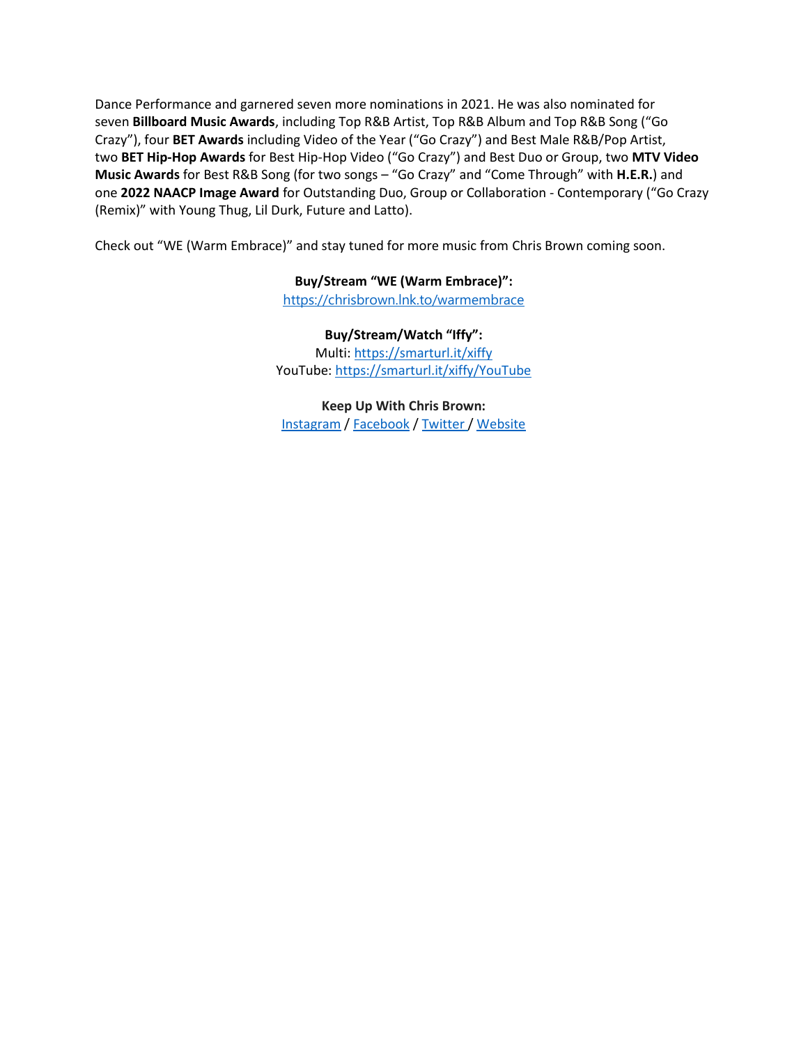Dance Performance and garnered seven more nominations in 2021. He was also nominated for seven **Billboard Music Awards**, including Top R&B Artist, Top R&B Album and Top R&B Song ("Go Crazy"), four **BET Awards** including Video of the Year ("Go Crazy") and Best Male R&B/Pop Artist, two **BET Hip-Hop Awards** for Best Hip-Hop Video ("Go Crazy") and Best Duo or Group, two **MTV Video Music Awards** for Best R&B Song (for two songs – "Go Crazy" and "Come Through" with **H.E.R.**) and one **2022 NAACP Image Award** for Outstanding Duo, Group or Collaboration - Contemporary ("Go Crazy (Remix)" with Young Thug, Lil Durk, Future and Latto).

Check out "WE (Warm Embrace)" and stay tuned for more music from Chris Brown coming soon.

**Buy/Stream "WE (Warm Embrace)":**
https://chrisbrown.lnk.to/warmembrace

**Buy/Stream/Watch "Iffy":**
Multi: https://smarturl.it/xiffy
YouTube: https://smarturl.it/xiffy/YouTube

**Keep Up With Chris Brown:**
Instagram / Facebook / Twitter / Website